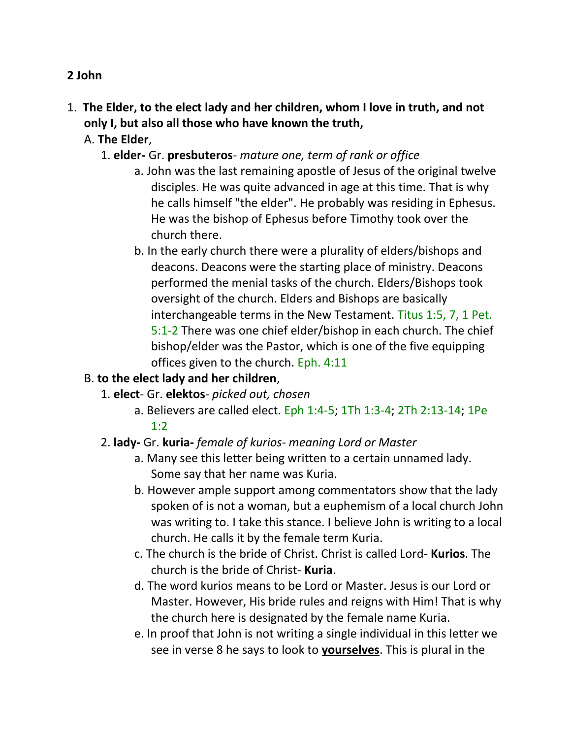**2 John**

1. **The Elder, to the elect lady and her children, whom I love in truth, and not only I, but also all those who have known the truth,**
   - A. **The Elder**,
     1. **elder-** Gr. **presbuteros**- *mature one, term of rank or office*
        - a. John was the last remaining apostle of Jesus of the original twelve disciples. He was quite advanced in age at this time. That is why he calls himself "the elder". He probably was residing in Ephesus. He was the bishop of Ephesus before Timothy took over the church there.
        - b. In the early church there were a plurality of elders/bishops and deacons. Deacons were the starting place of ministry. Deacons performed the menial tasks of the church. Elders/Bishops took oversight of the church. Elders and Bishops are basically interchangeable terms in the New Testament. Titus 1:5, 7, 1 Pet. 5:1-2 There was one chief elder/bishop in each church. The chief bishop/elder was the Pastor, which is one of the five equipping offices given to the church. Eph. 4:11
   - B. **to the elect lady and her children**,
     1. **elect**- Gr. **elektos**- *picked out, chosen*
        - a. Believers are called elect. Eph 1:4-5; 1Th 1:3-4; 2Th 2:13-14; 1Pe 1:2
     2. **lady-** Gr. **kuria-** *female of kurios- meaning Lord or Master*
        - a. Many see this letter being written to a certain unnamed lady. Some say that her name was Kuria.
        - b. However ample support among commentators show that the lady spoken of is not a woman, but a euphemism of a local church John was writing to. I take this stance. I believe John is writing to a local church. He calls it by the female term Kuria.
        - c. The church is the bride of Christ. Christ is called Lord- **Kurios**. The church is the bride of Christ- **Kuria**.
        - d. The word kurios means to be Lord or Master. Jesus is our Lord or Master. However, His bride rules and reigns with Him! That is why the church here is designated by the female name Kuria.
        - e. In proof that John is not writing a single individual in this letter we see in verse 8 he says to look to **<u>yourselves</u>**. This is plural in the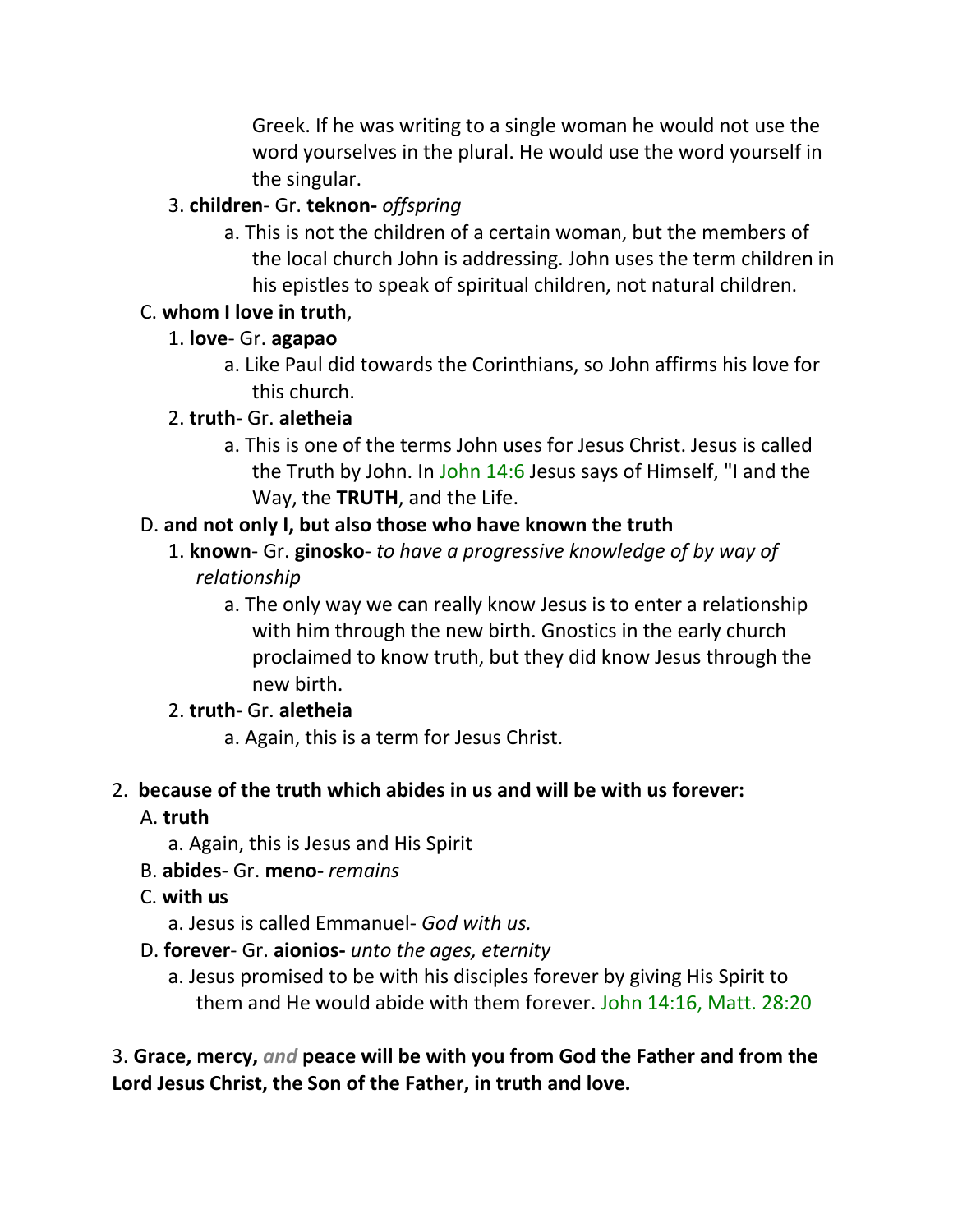Greek. If he was writing to a single woman he would not use the word yourselves in the plural. He would use the word yourself in the singular.

3. **children**- Gr. **teknon-** *offspring*
   a. This is not the children of a certain woman, but the members of the local church John is addressing. John uses the term children in his epistles to speak of spiritual children, not natural children.

C. **whom I love in truth**,
   1. **love**- Gr. **agapao**
      a. Like Paul did towards the Corinthians, so John affirms his love for this church.
   2. **truth**- Gr. **aletheia**
      a. This is one of the terms John uses for Jesus Christ. Jesus is called the Truth by John. In John 14:6 Jesus says of Himself, "I and the Way, the **TRUTH**, and the Life.

D. **and not only I, but also those who have known the truth**
   1. **known**- Gr. **ginosko**- *to have a progressive knowledge of by way of relationship*
      a. The only way we can really know Jesus is to enter a relationship with him through the new birth. Gnostics in the early church proclaimed to know truth, but they did know Jesus through the new birth.
   2. **truth**- Gr. **aletheia**
      a. Again, this is a term for Jesus Christ.

2. **because of the truth which abides in us and will be with us forever:**
   A. **truth**
      a. Again, this is Jesus and His Spirit
   B. **abides**- Gr. **meno-** *remains*
   C. **with us**
      a. Jesus is called Emmanuel- *God with us.*
   D. **forever**- Gr. **aionios-** *unto the ages, eternity*
      a. Jesus promised to be with his disciples forever by giving His Spirit to them and He would abide with them forever. John 14:16, Matt. 28:20

3. **Grace, mercy,** *and* **peace will be with you from God the Father and from the Lord Jesus Christ, the Son of the Father, in truth and love.**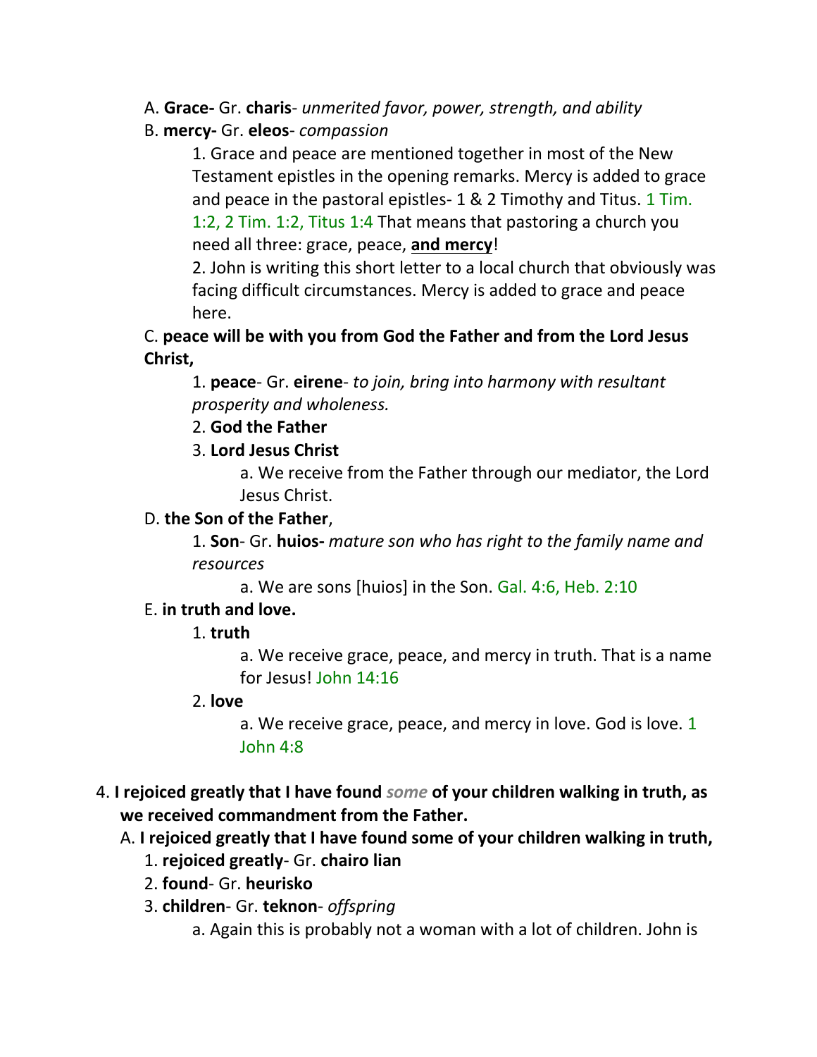A. **Grace-** Gr. **charis**- *unmerited favor, power, strength, and ability*

B. **mercy-** Gr. **eleos**- *compassion*

1. Grace and peace are mentioned together in most of the New Testament epistles in the opening remarks. Mercy is added to grace and peace in the pastoral epistles- 1 & 2 Timothy and Titus. 1 Tim. 1:2, 2 Tim. 1:2, Titus 1:4 That means that pastoring a church you need all three: grace, peace, **<u>and mercy</u>**!

2. John is writing this short letter to a local church that obviously was facing difficult circumstances. Mercy is added to grace and peace here.

C. **peace will be with you from God the Father and from the Lord Jesus Christ,**

1. **peace**- Gr. **eirene**- *to join, bring into harmony with resultant prosperity and wholeness.*

2. **God the Father**

3. **Lord Jesus Christ**

a. We receive from the Father through our mediator, the Lord Jesus Christ.

D. **the Son of the Father**,

1. **Son**- Gr. **huios-** *mature son who has right to the family name and resources*

a. We are sons [huios] in the Son. Gal. 4:6, Heb. 2:10

E. **in truth and love.**

1. **truth**

a. We receive grace, peace, and mercy in truth. That is a name for Jesus! John 14:16

2. **love**

a. We receive grace, peace, and mercy in love. God is love. 1 John 4:8

4. **I rejoiced greatly that I have found *some* of your children walking in truth, as we received commandment from the Father.**

A. **I rejoiced greatly that I have found some of your children walking in truth,**

1. **rejoiced greatly**- Gr. **chairo lian**

2. **found**- Gr. **heurisko**

3. **children**- Gr. **teknon**- *offspring*

a. Again this is probably not a woman with a lot of children. John is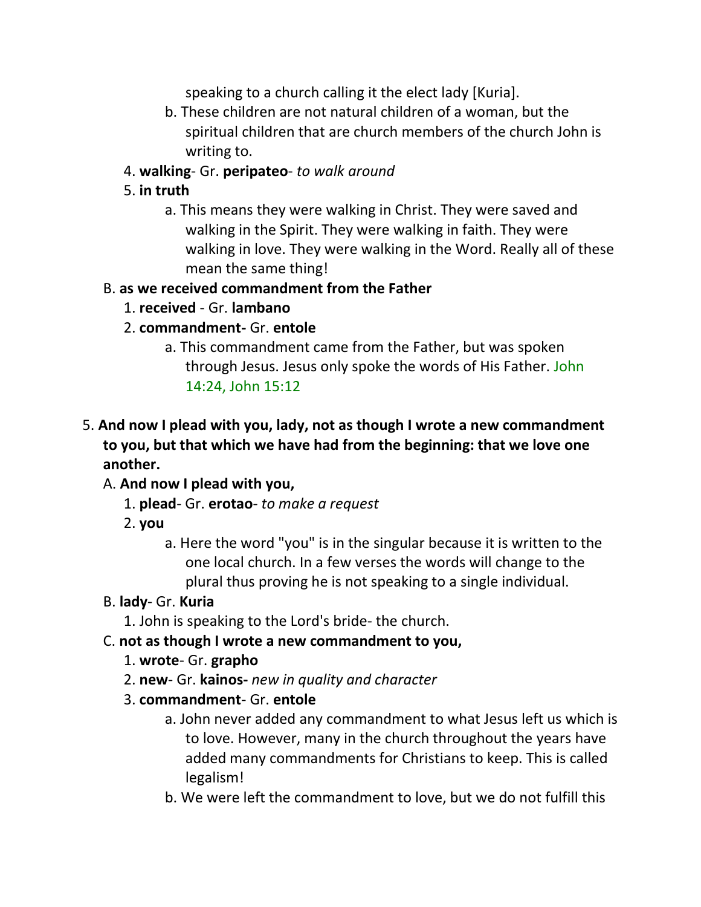speaking to a church calling it the elect lady [Kuria].

b. These children are not natural children of a woman, but the spiritual children that are church members of the church John is writing to.

4. **walking**- Gr. **peripateo**- *to walk around*
5. **in truth**
    a. This means they were walking in Christ. They were saved and walking in the Spirit. They were walking in faith. They were walking in love. They were walking in the Word. Really all of these mean the same thing!

B. **as we received commandment from the Father**

1. **received** - Gr. **lambano**
2. **commandment-** Gr. **entole**
    a. This commandment came from the Father, but was spoken through Jesus. Jesus only spoke the words of His Father. John 14:24, John 15:12

5. **And now I plead with you, lady, not as though I wrote a new commandment to you, but that which we have had from the beginning: that we love one another.**

A. **And now I plead with you,**

1. **plead**- Gr. **erotao**- *to make a request*
2. **you**
    a. Here the word "you" is in the singular because it is written to the one local church. In a few verses the words will change to the plural thus proving he is not speaking to a single individual.

B. **lady**- Gr. **Kuria**

1. John is speaking to the Lord's bride- the church.

C. **not as though I wrote a new commandment to you,**

1. **wrote**- Gr. **grapho**
2. **new**- Gr. **kainos-** *new in quality and character*
3. **commandment**- Gr. **entole**
    a. John never added any commandment to what Jesus left us which is to love. However, many in the church throughout the years have added many commandments for Christians to keep. This is called legalism!
    b. We were left the commandment to love, but we do not fulfill this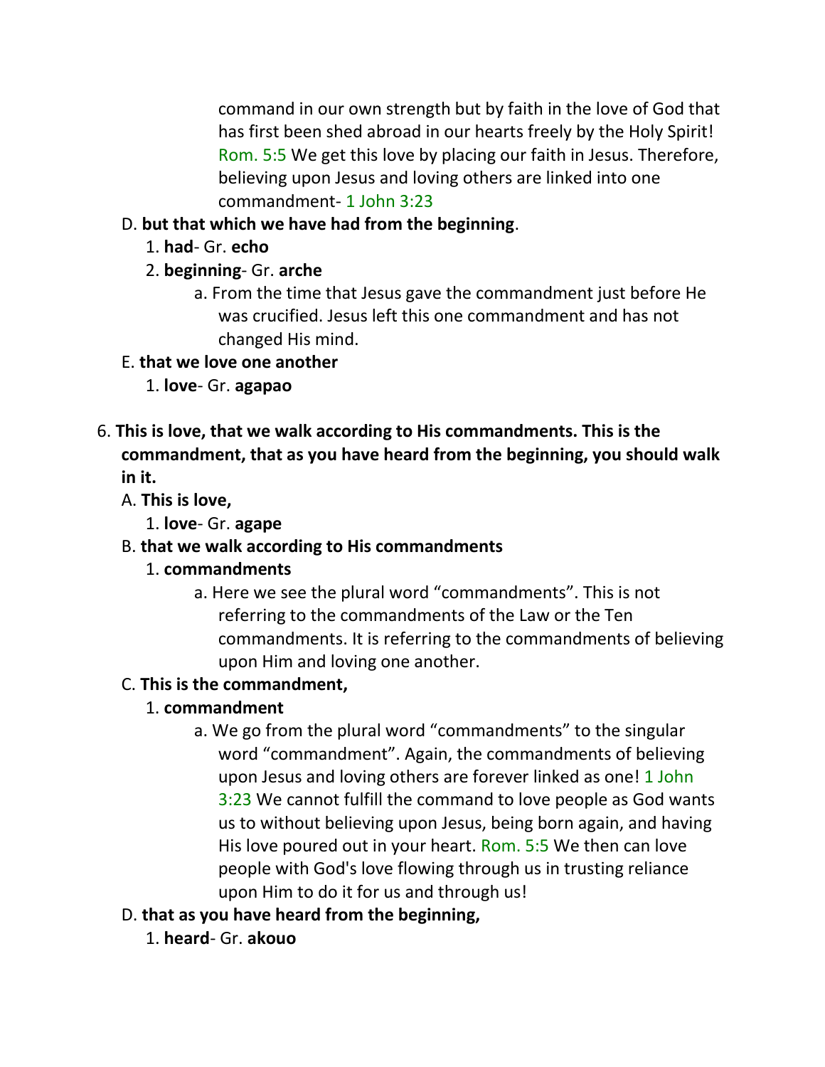command in our own strength but by faith in the love of God that has first been shed abroad in our hearts freely by the Holy Spirit! Rom. 5:5 We get this love by placing our faith in Jesus. Therefore, believing upon Jesus and loving others are linked into one commandment- 1 John 3:23

D. **but that which we have had from the beginning**.

1. **had**- Gr. **echo**
2. **beginning**- Gr. **arche**
    a. From the time that Jesus gave the commandment just before He was crucified. Jesus left this one commandment and has not changed His mind.

E. **that we love one another**

1. **love**- Gr. **agapao**

6. **This is love, that we walk according to His commandments. This is the commandment, that as you have heard from the beginning, you should walk in it.**

A. **This is love,**

1. **love**- Gr. **agape**

B. **that we walk according to His commandments**

1. **commandments**
    a. Here we see the plural word "commandments". This is not referring to the commandments of the Law or the Ten commandments. It is referring to the commandments of believing upon Him and loving one another.

C. **This is the commandment,**

1. **commandment**
    a. We go from the plural word "commandments" to the singular word "commandment". Again, the commandments of believing upon Jesus and loving others are forever linked as one! 1 John 3:23 We cannot fulfill the command to love people as God wants us to without believing upon Jesus, being born again, and having His love poured out in your heart. Rom. 5:5 We then can love people with God's love flowing through us in trusting reliance upon Him to do it for us and through us!

D. **that as you have heard from the beginning,**

1. **heard**- Gr. **akouo**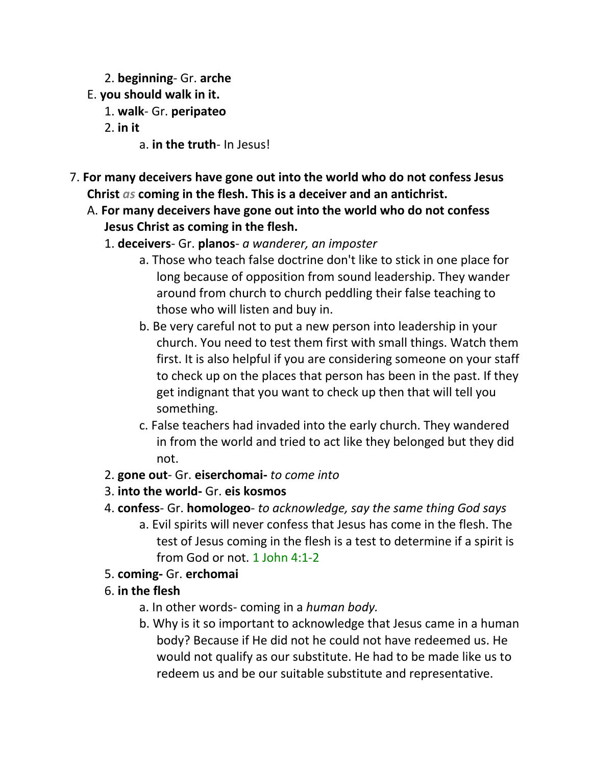2. **beginning**- Gr. **arche**

E. **you should walk in it.**

1. **walk**- Gr. **peripateo**
2. **in it**
    a. **in the truth**- In Jesus!

7. **For many deceivers have gone out into the world who do not confess Jesus Christ** *as* **coming in the flesh. This is a deceiver and an antichrist.**

A. **For many deceivers have gone out into the world who do not confess Jesus Christ as coming in the flesh.**

1. **deceivers**- Gr. **planos**- *a wanderer, an imposter*
    a. Those who teach false doctrine don't like to stick in one place for long because of opposition from sound leadership. They wander around from church to church peddling their false teaching to those who will listen and buy in.
    b. Be very careful not to put a new person into leadership in your church. You need to test them first with small things. Watch them first. It is also helpful if you are considering someone on your staff to check up on the places that person has been in the past. If they get indignant that you want to check up then that will tell you something.
    c. False teachers had invaded into the early church. They wandered in from the world and tried to act like they belonged but they did not.
2. **gone out**- Gr. **eiserchomai-** *to come into*
3. **into the world-** Gr. **eis kosmos**
4. **confess**- Gr. **homologeo**- *to acknowledge, say the same thing God says*
    a. Evil spirits will never confess that Jesus has come in the flesh. The test of Jesus coming in the flesh is a test to determine if a spirit is from God or not. 1 John 4:1-2
5. **coming-** Gr. **erchomai**
6. **in the flesh**
    a. In other words- coming in a *human body.*
    b. Why is it so important to acknowledge that Jesus came in a human body? Because if He did not he could not have redeemed us. He would not qualify as our substitute. He had to be made like us to redeem us and be our suitable substitute and representative.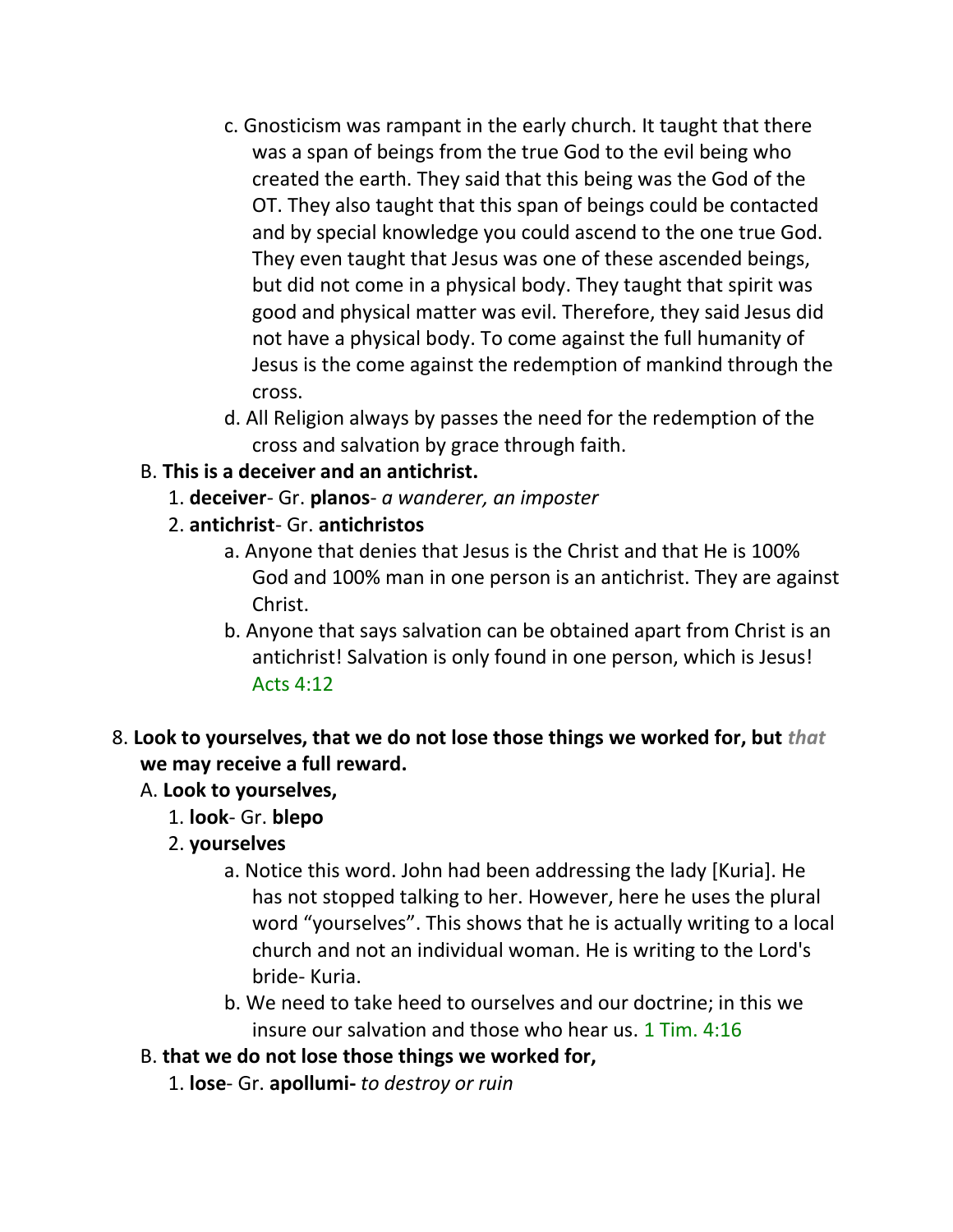c. Gnosticism was rampant in the early church. It taught that there was a span of beings from the true God to the evil being who created the earth. They said that this being was the God of the OT. They also taught that this span of beings could be contacted and by special knowledge you could ascend to the one true God. They even taught that Jesus was one of these ascended beings, but did not come in a physical body. They taught that spirit was good and physical matter was evil. Therefore, they said Jesus did not have a physical body. To come against the full humanity of Jesus is the come against the redemption of mankind through the cross.

d. All Religion always by passes the need for the redemption of the cross and salvation by grace through faith.

B. **This is a deceiver and an antichrist.**

1. **deceiver**- Gr. **planos**- *a wanderer, an imposter*

2. **antichrist**- Gr. **antichristos**

a. Anyone that denies that Jesus is the Christ and that He is 100% God and 100% man in one person is an antichrist. They are against Christ.

b. Anyone that says salvation can be obtained apart from Christ is an antichrist! Salvation is only found in one person, which is Jesus! Acts 4:12

8. **Look to yourselves, that we do not lose those things we worked for, but *that* we may receive a full reward.**

A. **Look to yourselves,**

1. **look**- Gr. **blepo**

2. **yourselves**

a. Notice this word. John had been addressing the lady [Kuria]. He has not stopped talking to her. However, here he uses the plural word "yourselves". This shows that he is actually writing to a local church and not an individual woman. He is writing to the Lord's bride- Kuria.

b. We need to take heed to ourselves and our doctrine; in this we insure our salvation and those who hear us. 1 Tim. 4:16

B. **that we do not lose those things we worked for,**

1. **lose**- Gr. **apollumi-** *to destroy or ruin*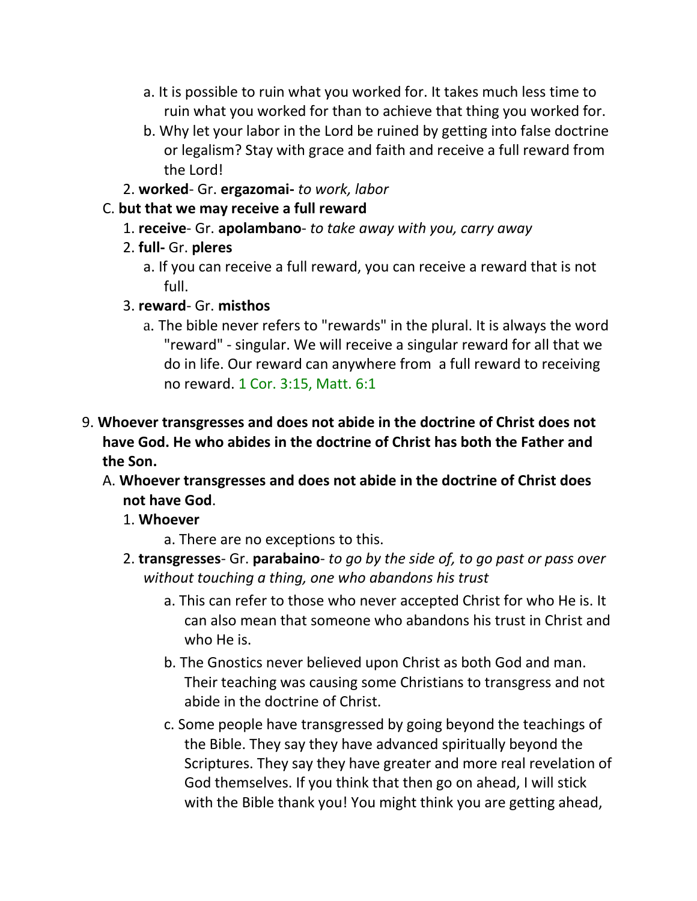a. It is possible to ruin what you worked for. It takes much less time to ruin what you worked for than to achieve that thing you worked for.

b. Why let your labor in the Lord be ruined by getting into false doctrine or legalism? Stay with grace and faith and receive a full reward from the Lord!

2. **worked**- Gr. **ergazomai-** *to work, labor*

C. **but that we may receive a full reward**

1. **receive**- Gr. **apolambano**- *to take away with you, carry away*

2. **full-** Gr. **pleres**

a. If you can receive a full reward, you can receive a reward that is not full.

3. **reward**- Gr. **misthos**

a. The bible never refers to "rewards" in the plural. It is always the word "reward" - singular. We will receive a singular reward for all that we do in life. Our reward can anywhere from a full reward to receiving no reward. 1 Cor. 3:15, Matt. 6:1

9. **Whoever transgresses and does not abide in the doctrine of Christ does not have God. He who abides in the doctrine of Christ has both the Father and the Son.**

A. **Whoever transgresses and does not abide in the doctrine of Christ does not have God**.

1. **Whoever**

a. There are no exceptions to this.

2. **transgresses**- Gr. **parabaino**- *to go by the side of, to go past or pass over without touching a thing, one who abandons his trust*

a. This can refer to those who never accepted Christ for who He is. It can also mean that someone who abandons his trust in Christ and who He is.

b. The Gnostics never believed upon Christ as both God and man. Their teaching was causing some Christians to transgress and not abide in the doctrine of Christ.

c. Some people have transgressed by going beyond the teachings of the Bible. They say they have advanced spiritually beyond the Scriptures. They say they have greater and more real revelation of God themselves. If you think that then go on ahead, I will stick with the Bible thank you! You might think you are getting ahead,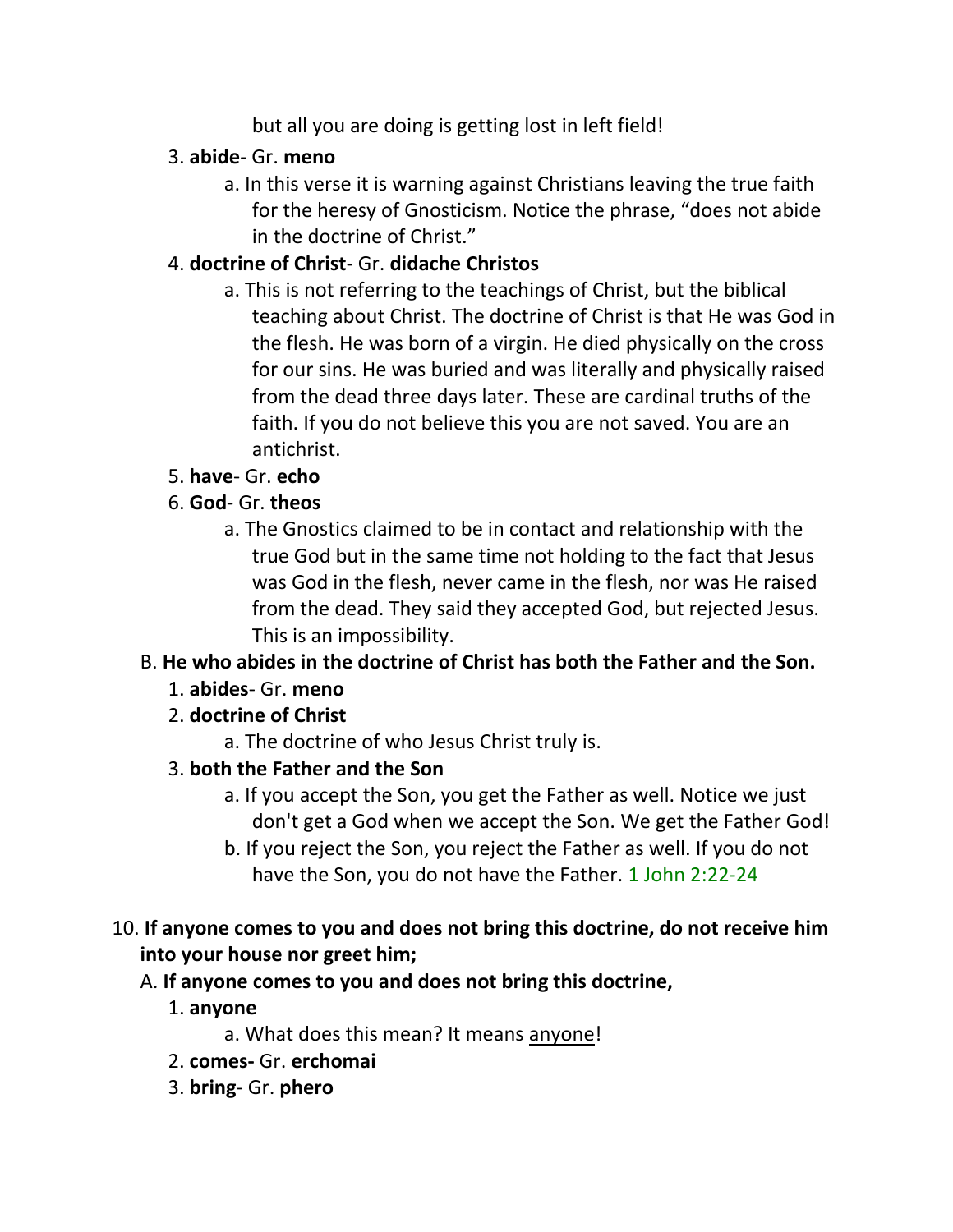but all you are doing is getting lost in left field!

3. **abide**- Gr. **meno**
    a. In this verse it is warning against Christians leaving the true faith for the heresy of Gnosticism. Notice the phrase, "does not abide in the doctrine of Christ."
4. **doctrine of Christ**- Gr. **didache Christos**
    a. This is not referring to the teachings of Christ, but the biblical teaching about Christ. The doctrine of Christ is that He was God in the flesh. He was born of a virgin. He died physically on the cross for our sins. He was buried and was literally and physically raised from the dead three days later. These are cardinal truths of the faith. If you do not believe this you are not saved. You are an antichrist.
5. **have**- Gr. **echo**
6. **God**- Gr. **theos**
    a. The Gnostics claimed to be in contact and relationship with the true God but in the same time not holding to the fact that Jesus was God in the flesh, never came in the flesh, nor was He raised from the dead. They said they accepted God, but rejected Jesus. This is an impossibility.

B. **He who abides in the doctrine of Christ has both the Father and the Son.**

1. **abides**- Gr. **meno**
2. **doctrine of Christ**
    a. The doctrine of who Jesus Christ truly is.
3. **both the Father and the Son**
    a. If you accept the Son, you get the Father as well. Notice we just don't get a God when we accept the Son. We get the Father God!
    b. If you reject the Son, you reject the Father as well. If you do not have the Son, you do not have the Father. 1 John 2:22-24

10. **If anyone comes to you and does not bring this doctrine, do not receive him into your house nor greet him;**

A. **If anyone comes to you and does not bring this doctrine,**

1. **anyone**
    a. What does this mean? It means anyone!
2. **comes-** Gr. **erchomai**
3. **bring**- Gr. **phero**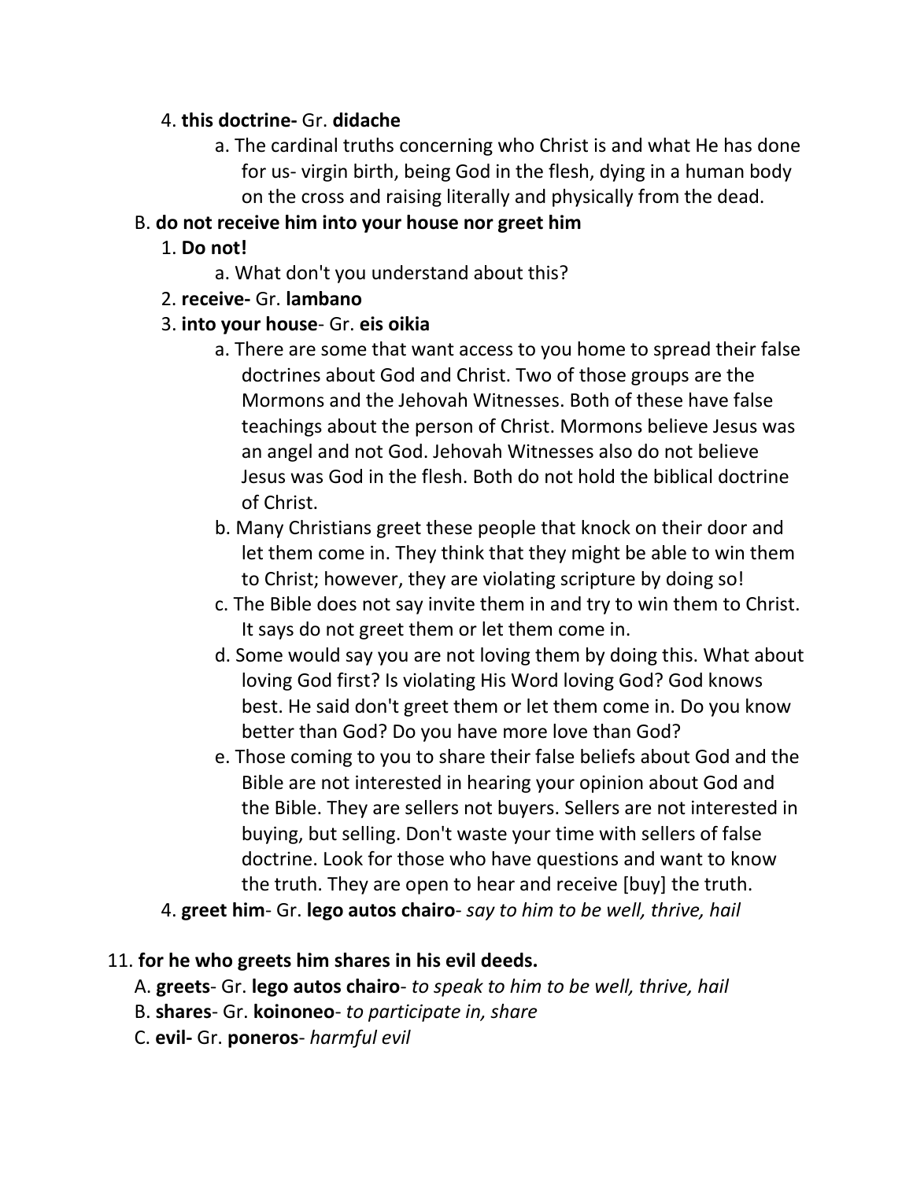4. **this doctrine-** Gr. **didache**

    a. The cardinal truths concerning who Christ is and what He has done for us- virgin birth, being God in the flesh, dying in a human body on the cross and raising literally and physically from the dead.

B. **do not receive him into your house nor greet him**

1. **Do not!**

    a. What don't you understand about this?

2. **receive-** Gr. **lambano**

3. **into your house**- Gr. **eis oikia**

    a. There are some that want access to you home to spread their false doctrines about God and Christ. Two of those groups are the Mormons and the Jehovah Witnesses. Both of these have false teachings about the person of Christ. Mormons believe Jesus was an angel and not God. Jehovah Witnesses also do not believe Jesus was God in the flesh. Both do not hold the biblical doctrine of Christ.

    b. Many Christians greet these people that knock on their door and let them come in. They think that they might be able to win them to Christ; however, they are violating scripture by doing so!

    c. The Bible does not say invite them in and try to win them to Christ. It says do not greet them or let them come in.

    d. Some would say you are not loving them by doing this. What about loving God first? Is violating His Word loving God? God knows best. He said don't greet them or let them come in. Do you know better than God? Do you have more love than God?

    e. Those coming to you to share their false beliefs about God and the Bible are not interested in hearing your opinion about God and the Bible. They are sellers not buyers. Sellers are not interested in buying, but selling. Don't waste your time with sellers of false doctrine. Look for those who have questions and want to know the truth. They are open to hear and receive [buy] the truth.

4. **greet him**- Gr. **lego autos chairo**- *say to him to be well, thrive, hail*

11. **for he who greets him shares in his evil deeds.**

A. **greets**- Gr. **lego autos chairo**- *to speak to him to be well, thrive, hail*

B. **shares**- Gr. **koinoneo**- *to participate in, share*

C. **evil-** Gr. **poneros**- *harmful evil*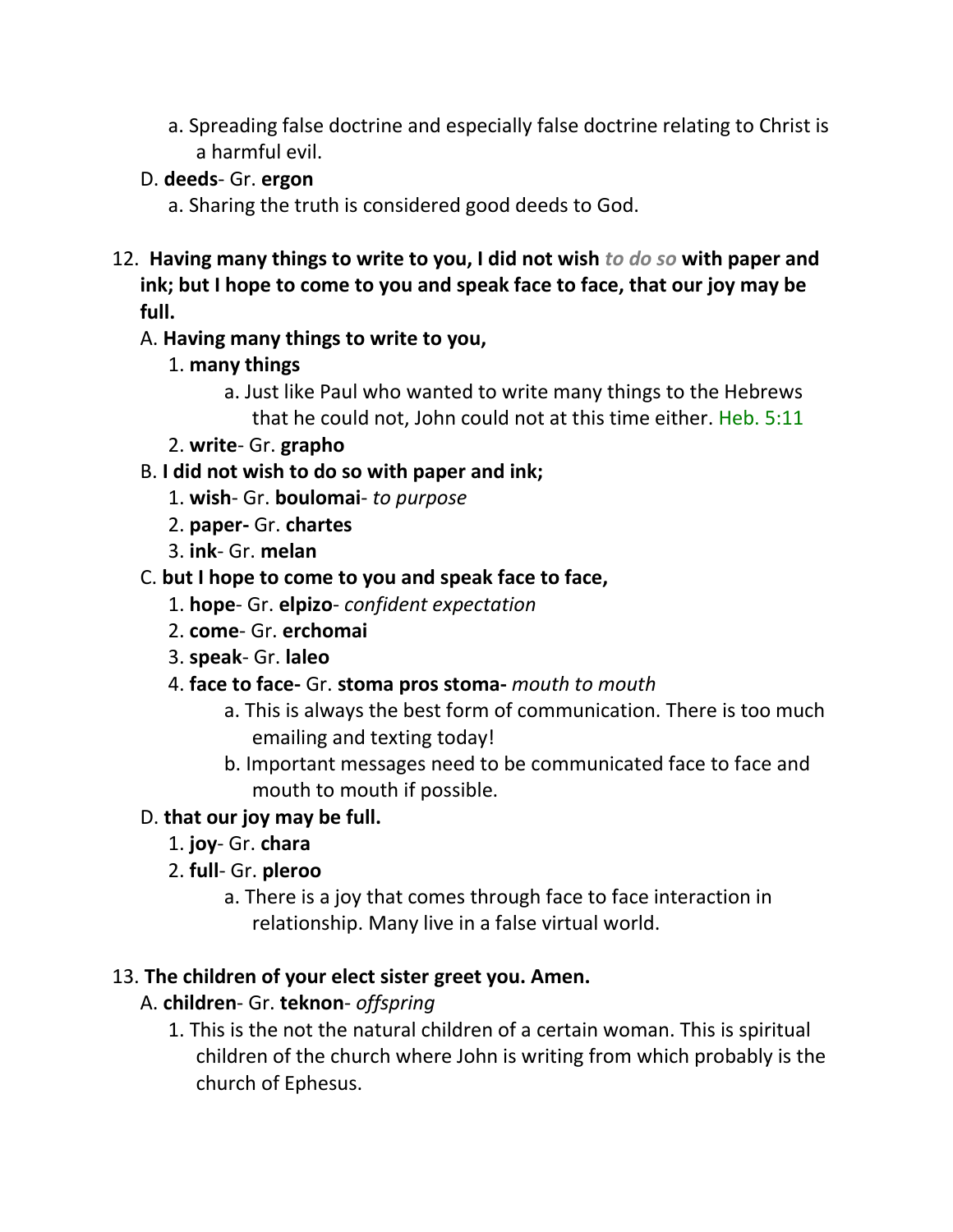a. Spreading false doctrine and especially false doctrine relating to Christ is a harmful evil.

D. **deeds**- Gr. **ergon**

a. Sharing the truth is considered good deeds to God.

12. **Having many things to write to you, I did not wish** ***to do so*** **with paper and ink; but I hope to come to you and speak face to face, that our joy may be full.**

A. **Having many things to write to you,**

1. **many things**

a. Just like Paul who wanted to write many things to the Hebrews that he could not, John could not at this time either. Heb. 5:11

2. **write**- Gr. **grapho**

B. **I did not wish to do so with paper and ink;**

1. **wish**- Gr. **boulomai**- *to purpose*
2. **paper-** Gr. **chartes**
3. **ink**- Gr. **melan**

C. **but I hope to come to you and speak face to face,**

1. **hope**- Gr. **elpizo**- *confident expectation*
2. **come**- Gr. **erchomai**
3. **speak**- Gr. **laleo**
4. **face to face-** Gr. **stoma pros stoma-** *mouth to mouth*

a. This is always the best form of communication. There is too much emailing and texting today!

b. Important messages need to be communicated face to face and mouth to mouth if possible.

D. **that our joy may be full.**

1. **joy**- Gr. **chara**
2. **full**- Gr. **pleroo**

a. There is a joy that comes through face to face interaction in relationship. Many live in a false virtual world.

13. **The children of your elect sister greet you. Amen.**

A. **children**- Gr. **teknon**- *offspring*

1. This is the not the natural children of a certain woman. This is spiritual children of the church where John is writing from which probably is the church of Ephesus.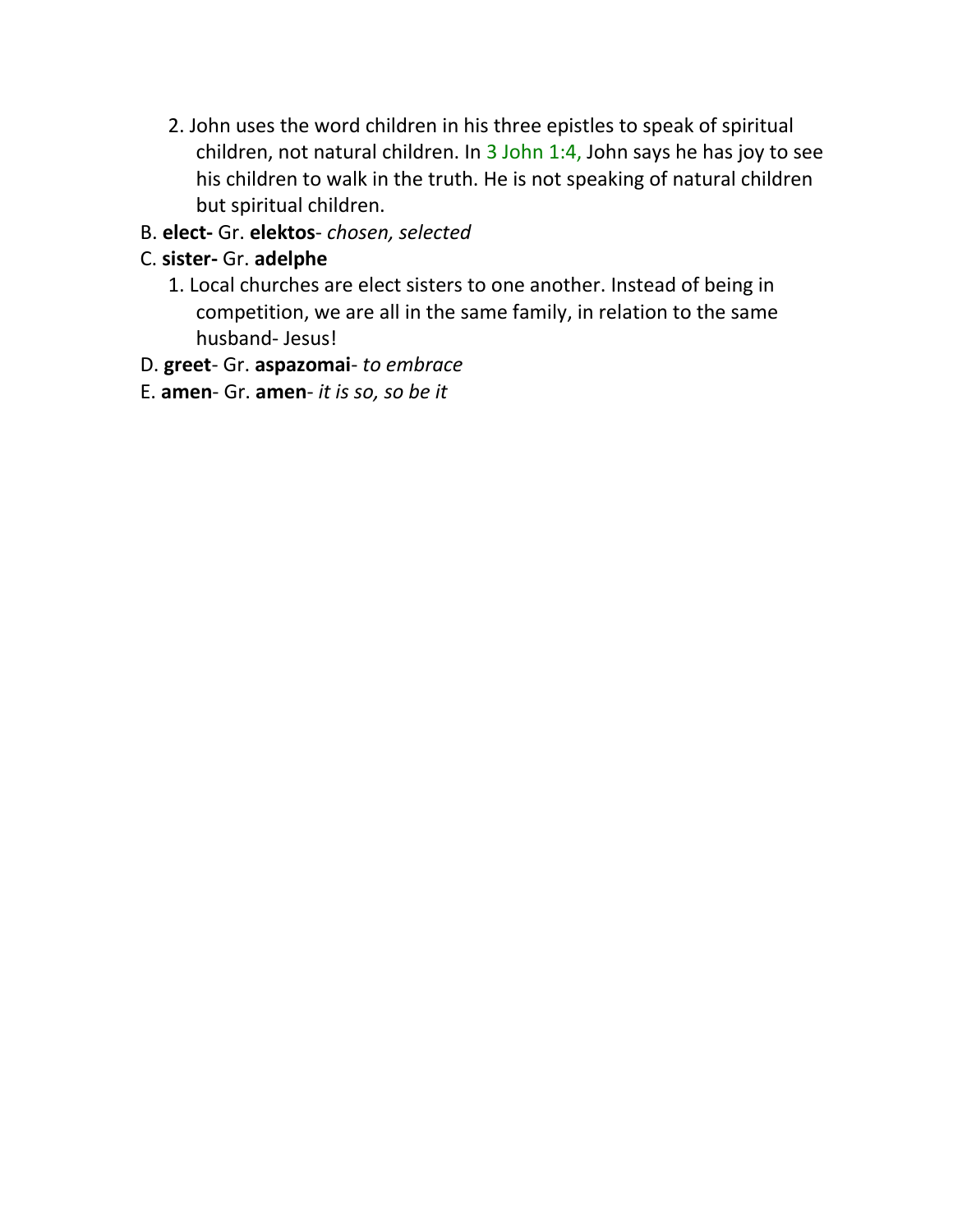2. John uses the word children in his three epistles to speak of spiritual children, not natural children. In 3 John 1:4, John says he has joy to see his children to walk in the truth. He is not speaking of natural children but spiritual children.

B. **elect-** Gr. **elektos**- *chosen, selected*

C. **sister-** Gr. **adelphe**

1. Local churches are elect sisters to one another. Instead of being in competition, we are all in the same family, in relation to the same husband- Jesus!

D. **greet**- Gr. **aspazomai**- *to embrace*

E. **amen**- Gr. **amen**- *it is so, so be it*